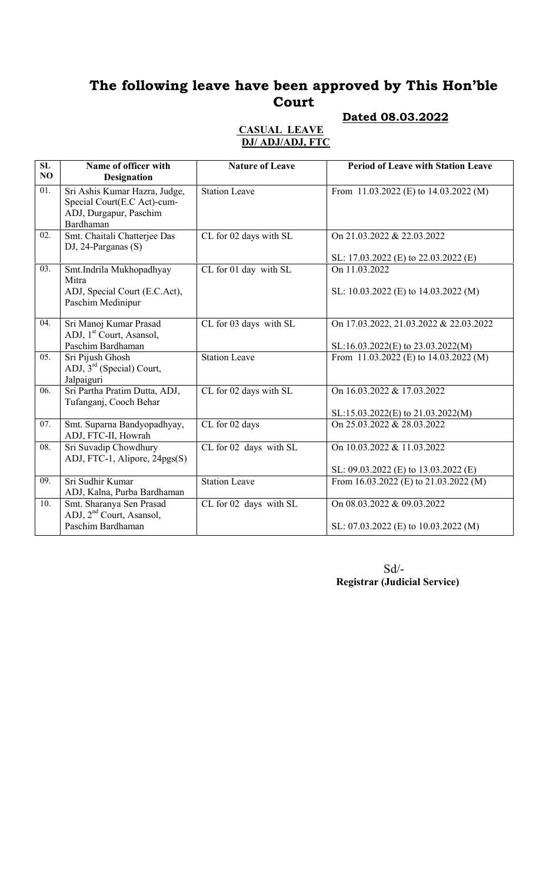# The following leave have been approved by This Hon'ble Court

**Dated 08.03.2022**

**CASUAL LEAVE**
**DJ/ ADJ/ADJ, FTC**

| SL NO | Name of officer with Designation | Nature of Leave | Period of Leave with Station Leave |
|---|---|---|---|
| 01. | Sri Ashis Kumar Hazra, Judge, Special Court(E.C Act)-cum-ADJ, Durgapur, Paschim Bardhaman | Station Leave | From 11.03.2022 (E) to 14.03.2022 (M) |
| 02. | Smt. Chaitali Chatterjee Das DJ, 24-Parganas (S) | CL for 02 days with SL | On 21.03.2022 & 22.03.2022<br><br>SL: 17.03.2022 (E) to 22.03.2022 (E) |
| 03. | Smt.Indrila Mukhopadhyay Mitra ADJ, Special Court (E.C.Act), Paschim Medinipur | CL for 01 day with SL | On 11.03.2022<br><br>SL: 10.03.2022 (E) to 14.03.2022 (M) |
| 04. | Sri Manoj Kumar Prasad ADJ, 1st Court, Asansol, Paschim Bardhaman | CL for 03 days with SL | On 17.03.2022, 21.03.2022 & 22.03.2022<br><br>SL:16.03.2022(E) to 23.03.2022(M) |
| 05. | Sri Pijush Ghosh ADJ, 3rd (Special) Court, Jalpaiguri | Station Leave | From 11.03.2022 (E) to 14.03.2022 (M) |
| 06. | Sri Partha Pratim Dutta, ADJ, Tufanganj, Cooch Behar | CL for 02 days with SL | On 16.03.2022 & 17.03.2022<br><br>SL:15.03.2022(E) to 21.03.2022(M) |
| 07. | Smt. Suparna Bandyopadhyay, ADJ, FTC-II, Howrah | CL for 02 days | On 25.03.2022 & 28.03.2022 |
| 08. | Sri Suvadip Chowdhury ADJ, FTC-1, Alipore, 24pgs(S) | CL for 02 days with SL | On 10.03.2022 & 11.03.2022<br><br>SL: 09.03.2022 (E) to 13.03.2022 (E) |
| 09. | Sri Sudhir Kumar ADJ, Kalna, Purba Bardhaman | Station Leave | From 16.03.2022 (E) to 21.03.2022 (M) |
| 10. | Smt. Sharanya Sen Prasad ADJ, 2nd Court, Asansol, Paschim Bardhaman | CL for 02 days with SL | On 08.03.2022 & 09.03.2022<br><br>SL: 07.03.2022 (E) to 10.03.2022 (M) |

Sd/-
**Registrar (Judicial Service)**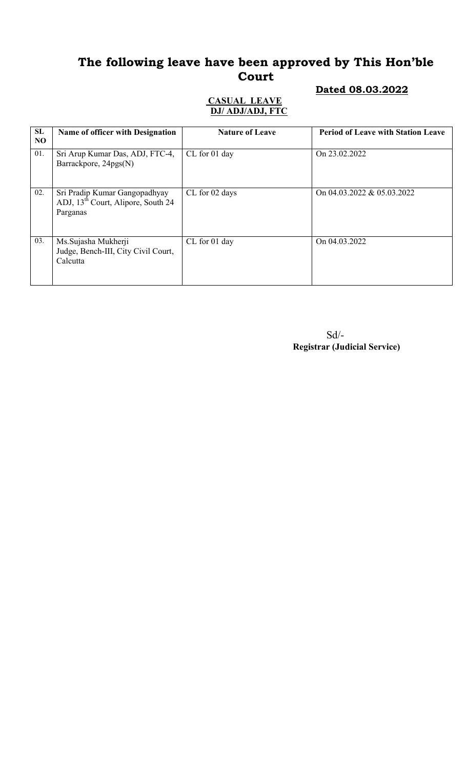# The following leave have been approved by This Hon'ble Court

**Dated 08.03.2022**

**CASUAL LEAVE**
**DJ/ ADJ/ADJ, FTC**

| SL NO | Name of officer with Designation | Nature of Leave | Period of Leave with Station Leave |
|---|---|---|---|
| 01. | Sri Arup Kumar Das, ADJ, FTC-4, Barrackpore, 24pgs(N) | CL for 01 day | On 23.02.2022 |
| 02. | Sri Pradip Kumar Gangopadhyay ADJ, 13th Court, Alipore, South 24 Parganas | CL for 02 days | On 04.03.2022 & 05.03.2022 |
| 03. | Ms.Sujasha Mukherji Judge, Bench-III, City Civil Court, Calcutta | CL for 01 day | On 04.03.2022 |

Sd/-
**Registrar (Judicial Service)**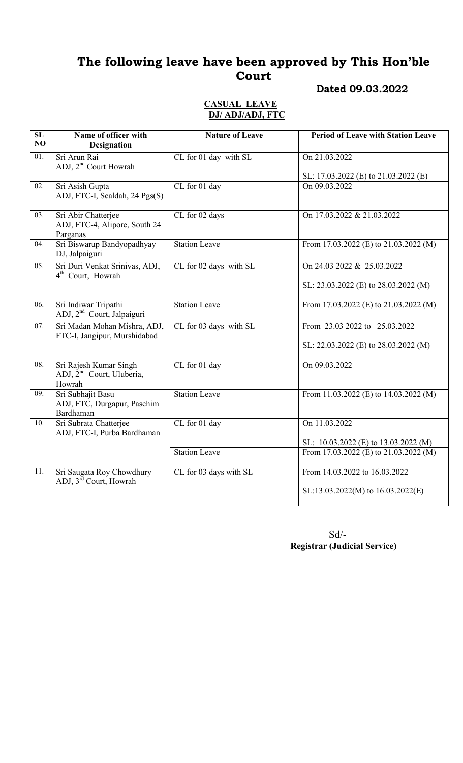# The following leave have been approved by This Hon'ble Court

**Dated 09.03.2022**

**CASUAL LEAVE**
**DJ/ ADJ/ADJ, FTC**

| SL NO | Name of officer with Designation | Nature of Leave | Period of Leave with Station Leave |
|---|---|---|---|
| 01. | Sri Arun Rai<br>ADJ, 2nd Court Howrah | CL for 01 day with SL | On 21.03.2022<br><br>SL: 17.03.2022 (E) to 21.03.2022 (E) |
| 02. | Sri Asish Gupta<br>ADJ, FTC-I, Sealdah, 24 Pgs(S) | CL for 01 day | On 09.03.2022 |
| 03. | Sri Abir Chatterjee<br>ADJ, FTC-4, Alipore, South 24 Parganas | CL for 02 days | On 17.03.2022 & 21.03.2022 |
| 04. | Sri Biswarup Bandyopadhyay<br>DJ, Jalpaiguri | Station Leave | From 17.03.2022 (E) to 21.03.2022 (M) |
| 05. | Sri Duri Venkat Srinivas, ADJ, 4th Court, Howrah | CL for 02 days with SL | On 24.03 2022 & 25.03.2022<br><br>SL: 23.03.2022 (E) to 28.03.2022 (M) |
| 06. | Sri Indiwar Tripathi<br>ADJ, 2nd Court, Jalpaiguri | Station Leave | From 17.03.2022 (E) to 21.03.2022 (M) |
| 07. | Sri Madan Mohan Mishra, ADJ, FTC-I, Jangipur, Murshidabad | CL for 03 days with SL | From 23.03 2022 to 25.03.2022<br><br>SL: 22.03.2022 (E) to 28.03.2022 (M) |
| 08. | Sri Rajesh Kumar Singh<br>ADJ, 2nd Court, Uluberia, Howrah | CL for 01 day | On 09.03.2022 |
| 09. | Sri Subhajit Basu<br>ADJ, FTC, Durgapur, Paschim Bardhaman | Station Leave | From 11.03.2022 (E) to 14.03.2022 (M) |
| 10. | Sri Subrata Chatterjee<br>ADJ, FTC-I, Purba Bardhaman | CL for 01 day | On 11.03.2022<br><br>SL: 10.03.2022 (E) to 13.03.2022 (M) |
| | | Station Leave | From 17.03.2022 (E) to 21.03.2022 (M) |
| 11. | Sri Saugata Roy Chowdhury<br>ADJ, 3rd Court, Howrah | CL for 03 days with SL | From 14.03.2022 to 16.03.2022<br><br>SL:13.03.2022(M) to 16.03.2022(E) |

Sd/-
**Registrar (Judicial Service)**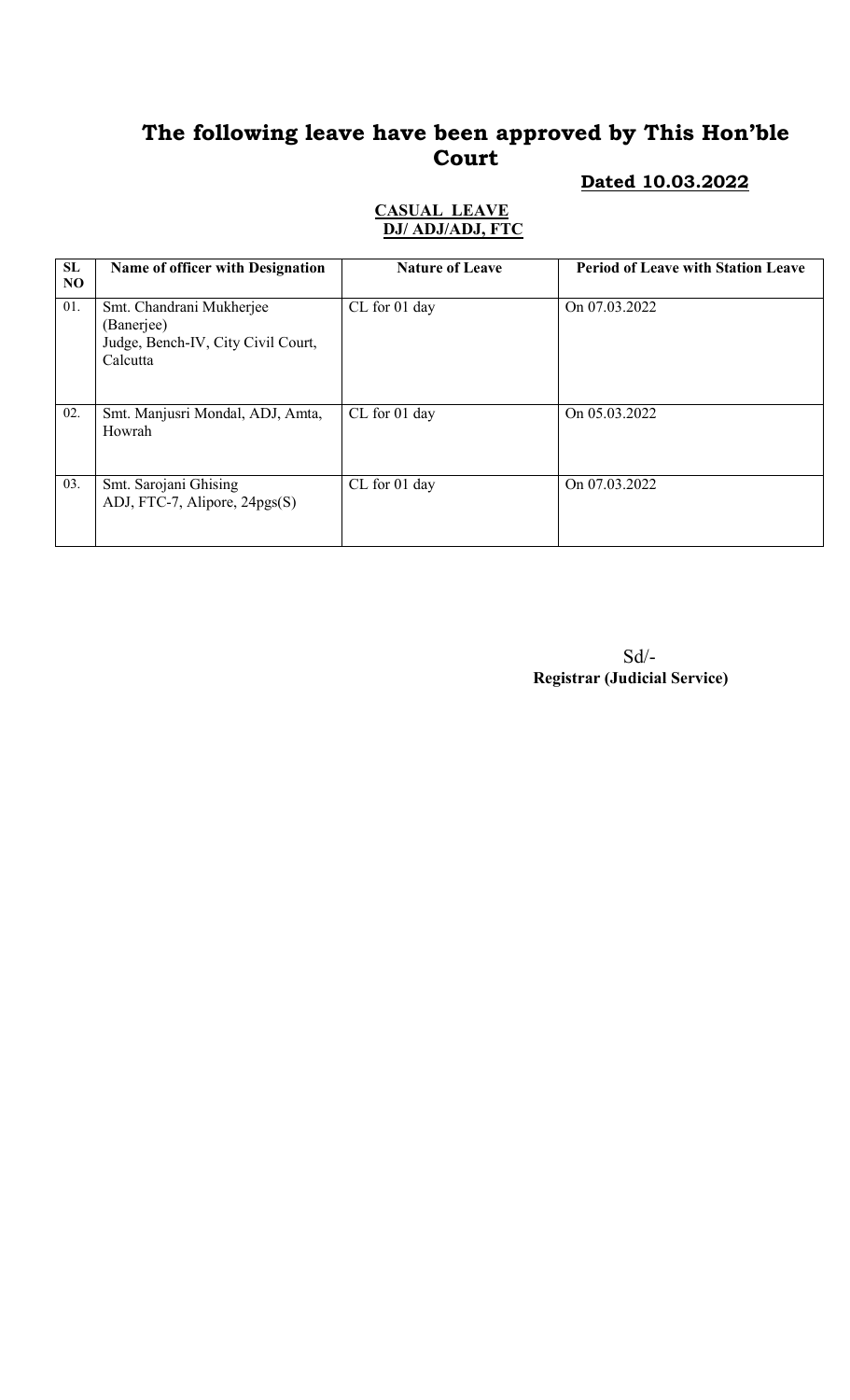# The following leave have been approved by This Hon'ble Court

**Dated 10.03.2022**

**CASUAL LEAVE**
**DJ/ ADJ/ADJ, FTC**

| SL NO | Name of officer with Designation | Nature of Leave | Period of Leave with Station Leave |
|---|---|---|---|
| 01. | Smt. Chandrani Mukherjee (Banerjee) Judge, Bench-IV, City Civil Court, Calcutta | CL for 01 day | On 07.03.2022 |
| 02. | Smt. Manjusri Mondal, ADJ, Amta, Howrah | CL for 01 day | On 05.03.2022 |
| 03. | Smt. Sarojani Ghising ADJ, FTC-7, Alipore, 24pgs(S) | CL for 01 day | On 07.03.2022 |

Sd/-
**Registrar (Judicial Service)**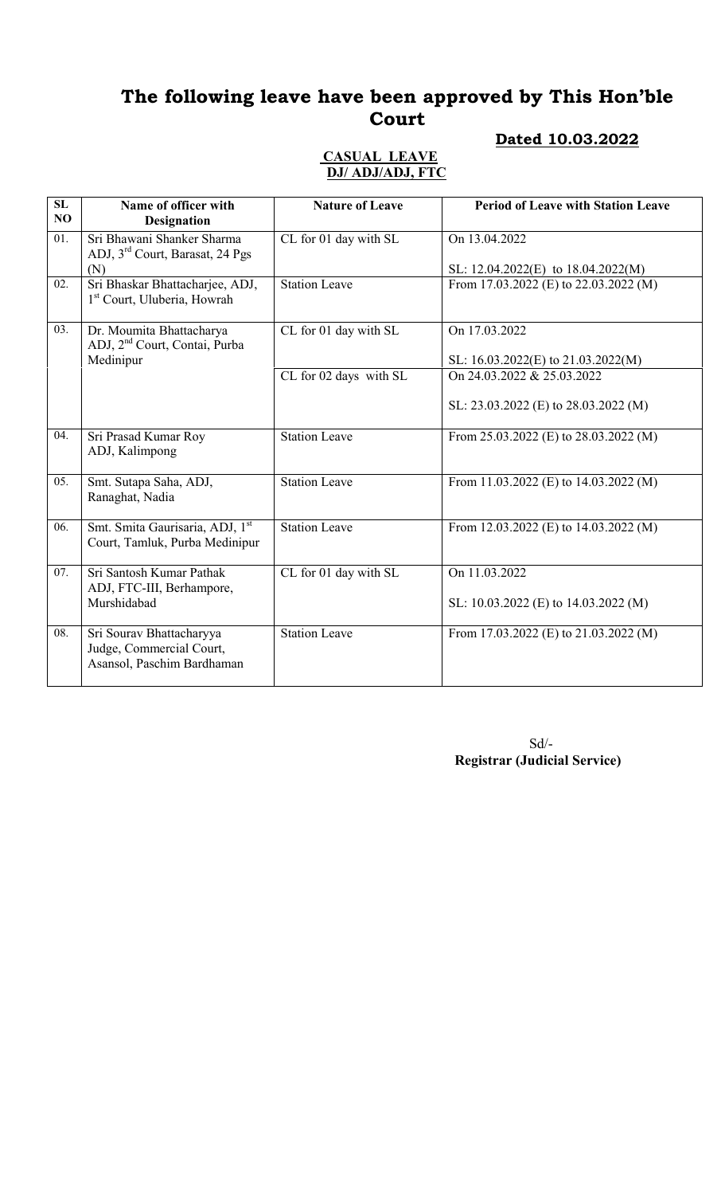# The following leave have been approved by This Hon'ble Court

**Dated 10.03.2022**

**CASUAL LEAVE**
**DJ/ ADJ/ADJ, FTC**

| SL NO | Name of officer with Designation | Nature of Leave | Period of Leave with Station Leave |
|---|---|---|---|
| 01. | Sri Bhawani Shanker Sharma ADJ, 3rd Court, Barasat, 24 Pgs (N) | CL for 01 day with SL | On 13.04.2022<br><br>SL: 12.04.2022(E) to 18.04.2022(M) |
| 02. | Sri Bhaskar Bhattacharjee, ADJ, 1st Court, Uluberia, Howrah | Station Leave | From 17.03.2022 (E) to 22.03.2022 (M) |
| 03. | Dr. Moumita Bhattacharya ADJ, 2nd Court, Contai, Purba Medinipur | CL for 01 day with SL | On 17.03.2022<br><br>SL: 16.03.2022(E) to 21.03.2022(M) |
| | | CL for 02 days with SL | On 24.03.2022 & 25.03.2022<br><br>SL: 23.03.2022 (E) to 28.03.2022 (M) |
| 04. | Sri Prasad Kumar Roy ADJ, Kalimpong | Station Leave | From 25.03.2022 (E) to 28.03.2022 (M) |
| 05. | Smt. Sutapa Saha, ADJ, Ranaghat, Nadia | Station Leave | From 11.03.2022 (E) to 14.03.2022 (M) |
| 06. | Smt. Smita Gaurisaria, ADJ, 1st Court, Tamluk, Purba Medinipur | Station Leave | From 12.03.2022 (E) to 14.03.2022 (M) |
| 07. | Sri Santosh Kumar Pathak ADJ, FTC-III, Berhampore, Murshidabad | CL for 01 day with SL | On 11.03.2022<br><br>SL: 10.03.2022 (E) to 14.03.2022 (M) |
| 08. | Sri Sourav Bhattacharyya Judge, Commercial Court, Asansol, Paschim Bardhaman | Station Leave | From 17.03.2022 (E) to 21.03.2022 (M) |

Sd/-
**Registrar (Judicial Service)**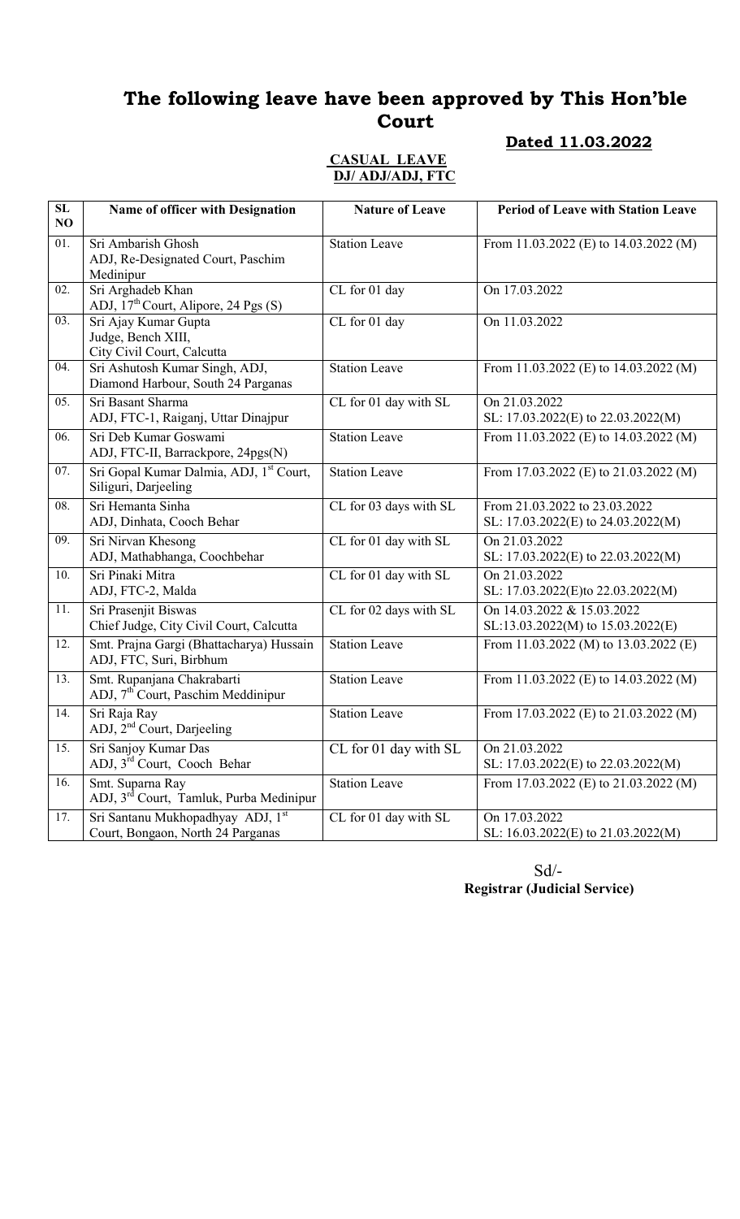# The following leave have been approved by This Hon'ble Court

**Dated 11.03.2022**

**CASUAL LEAVE**
**DJ/ ADJ/ADJ, FTC**

| SL NO | Name of officer with Designation | Nature of Leave | Period of Leave with Station Leave |
|---|---|---|---|
| 01. | Sri Ambarish Ghosh ADJ, Re-Designated Court, Paschim Medinipur | Station Leave | From 11.03.2022 (E) to 14.03.2022 (M) |
| 02. | Sri Arghadeb Khan ADJ, 17th Court, Alipore, 24 Pgs (S) | CL for 01 day | On 17.03.2022 |
| 03. | Sri Ajay Kumar Gupta Judge, Bench XIII, City Civil Court, Calcutta | CL for 01 day | On 11.03.2022 |
| 04. | Sri Ashutosh Kumar Singh, ADJ, Diamond Harbour, South 24 Parganas | Station Leave | From 11.03.2022 (E) to 14.03.2022 (M) |
| 05. | Sri Basant Sharma ADJ, FTC-1, Raiganj, Uttar Dinajpur | CL for 01 day with SL | On 21.03.2022 SL: 17.03.2022(E) to 22.03.2022(M) |
| 06. | Sri Deb Kumar Goswami ADJ, FTC-II, Barrackpore, 24pgs(N) | Station Leave | From 11.03.2022 (E) to 14.03.2022 (M) |
| 07. | Sri Gopal Kumar Dalmia, ADJ, 1st Court, Siliguri, Darjeeling | Station Leave | From 17.03.2022 (E) to 21.03.2022 (M) |
| 08. | Sri Hemanta Sinha ADJ, Dinhata, Cooch Behar | CL for 03 days with SL | From 21.03.2022 to 23.03.2022 SL: 17.03.2022(E) to 24.03.2022(M) |
| 09. | Sri Nirvan Khesong ADJ, Mathabhanga, Coochbehar | CL for 01 day with SL | On 21.03.2022 SL: 17.03.2022(E) to 22.03.2022(M) |
| 10. | Sri Pinaki Mitra ADJ, FTC-2, Malda | CL for 01 day with SL | On 21.03.2022 SL: 17.03.2022(E)to 22.03.2022(M) |
| 11. | Sri Prasenjit Biswas Chief Judge, City Civil Court, Calcutta | CL for 02 days with SL | On 14.03.2022 & 15.03.2022 SL:13.03.2022(M) to 15.03.2022(E) |
| 12. | Smt. Prajna Gargi (Bhattacharya) Hussain ADJ, FTC, Suri, Birbhum | Station Leave | From 11.03.2022 (M) to 13.03.2022 (E) |
| 13. | Smt. Rupanjana Chakrabarti ADJ, 7th Court, Paschim Meddinipur | Station Leave | From 11.03.2022 (E) to 14.03.2022 (M) |
| 14. | Sri Raja Ray ADJ, 2nd Court, Darjeeling | Station Leave | From 17.03.2022 (E) to 21.03.2022 (M) |
| 15. | Sri Sanjoy Kumar Das ADJ, 3rd Court, Cooch Behar | CL for 01 day with SL | On 21.03.2022 SL: 17.03.2022(E) to 22.03.2022(M) |
| 16. | Smt. Suparna Ray ADJ, 3rd Court, Tamluk, Purba Medinipur | Station Leave | From 17.03.2022 (E) to 21.03.2022 (M) |
| 17. | Sri Santanu Mukhopadhyay ADJ, 1st Court, Bongaon, North 24 Parganas | CL for 01 day with SL | On 17.03.2022 SL: 16.03.2022(E) to 21.03.2022(M) |

Sd/-
**Registrar (Judicial Service)**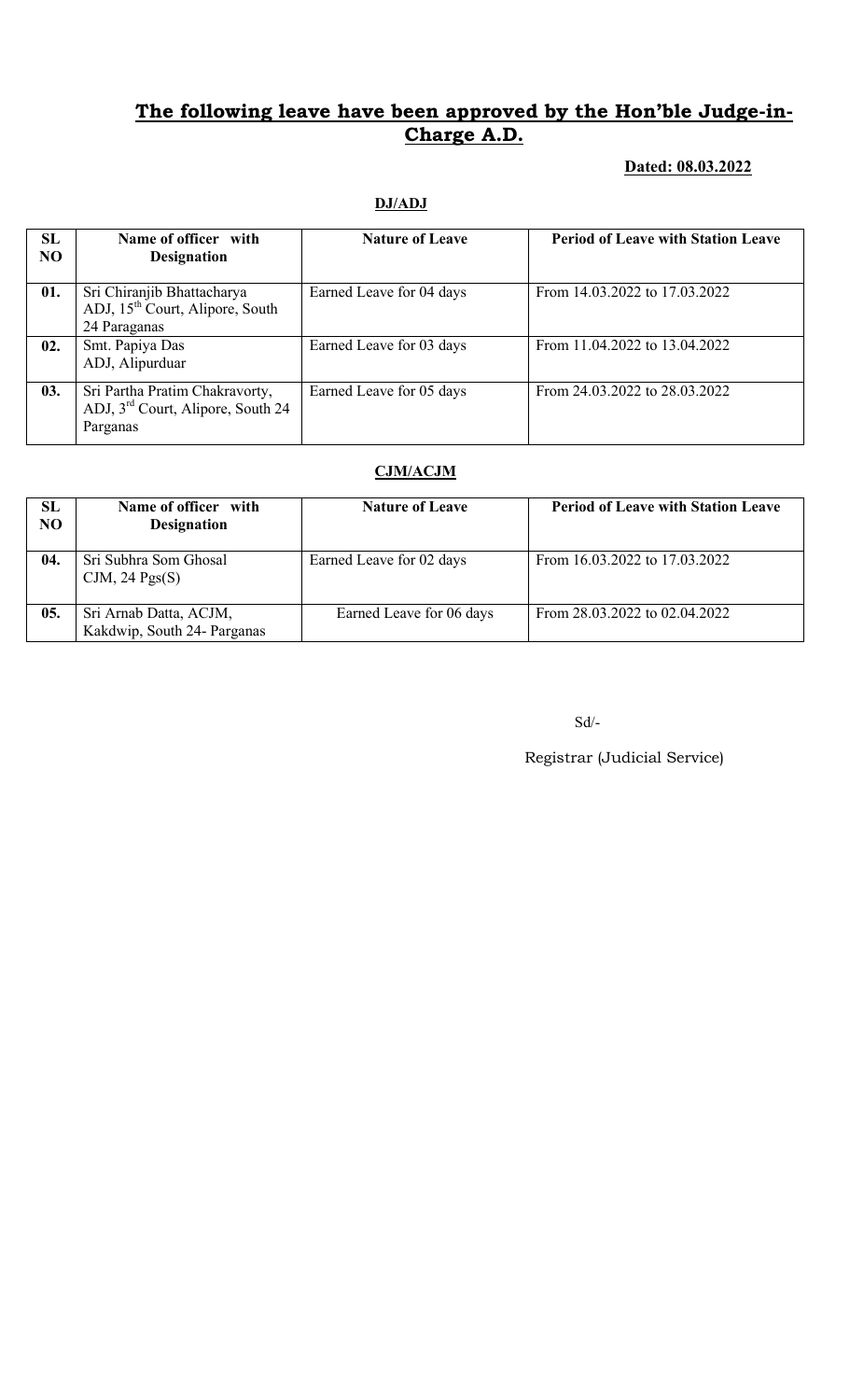## The following leave have been approved by the Hon'ble Judge-in-Charge A.D.

**Dated: 08.03.2022**

**DJ/ADJ**

| SL NO | Name of officer with Designation | Nature of Leave | Period of Leave with Station Leave |
|---|---|---|---|
| 01. | Sri Chiranjib Bhattacharya ADJ, 15th Court, Alipore, South 24 Paraganas | Earned Leave for 04 days | From 14.03.2022 to 17.03.2022 |
| 02. | Smt. Papiya Das ADJ, Alipurduar | Earned Leave for 03 days | From 11.04.2022 to 13.04.2022 |
| 03. | Sri Partha Pratim Chakravorty, ADJ, 3rd Court, Alipore, South 24 Parganas | Earned Leave for 05 days | From 24.03.2022 to 28.03.2022 |

**CJM/ACJM**

| SL NO | Name of officer with Designation | Nature of Leave | Period of Leave with Station Leave |
|---|---|---|---|
| 04. | Sri Subhra Som Ghosal CJM, 24 Pgs(S) | Earned Leave for 02 days | From 16.03.2022 to 17.03.2022 |
| 05. | Sri Arnab Datta, ACJM, Kakdwip, South 24- Parganas | Earned Leave for 06 days | From 28.03.2022 to 02.04.2022 |

Sd/-

Registrar (Judicial Service)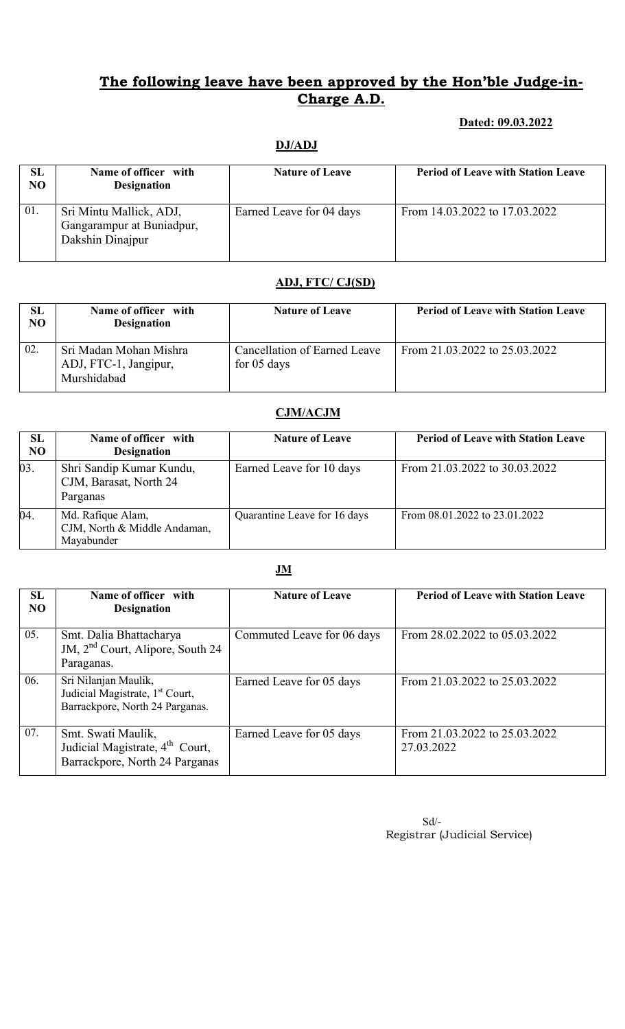## **The following leave have been approved by the Hon'ble Judge-in-Charge A.D.**

**Dated: 09.03.2022**

### **DJ/ADJ**

| SL NO | Name of officer with Designation | Nature of Leave | Period of Leave with Station Leave |
|---|---|---|---|
| 01. | Sri Mintu Mallick, ADJ, Gangarampur at Buniadpur, Dakshin Dinajpur | Earned Leave for 04 days | From 14.03.2022 to 17.03.2022 |

### **ADJ, FTC/ CJ(SD)**

| SL NO | Name of officer with Designation | Nature of Leave | Period of Leave with Station Leave |
|---|---|---|---|
| 02. | Sri Madan Mohan Mishra ADJ, FTC-1, Jangipur, Murshidabad | Cancellation of Earned Leave for 05 days | From 21.03.2022 to 25.03.2022 |

### **CJM/ACJM**

| SL NO | Name of officer with Designation | Nature of Leave | Period of Leave with Station Leave |
|---|---|---|---|
| 03. | Shri Sandip Kumar Kundu, CJM, Barasat, North 24 Parganas | Earned Leave for 10 days | From 21.03.2022 to 30.03.2022 |
| 04. | Md. Rafique Alam, CJM, North & Middle Andaman, Mayabunder | Quarantine Leave for 16 days | From 08.01.2022 to 23.01.2022 |

### **JM**

| SL NO | Name of officer with Designation | Nature of Leave | Period of Leave with Station Leave |
|---|---|---|---|
| 05. | Smt. Dalia Bhattacharya JM, 2nd Court, Alipore, South 24 Paraganas. | Commuted Leave for 06 days | From 28.02.2022 to 05.03.2022 |
| 06. | Sri Nilanjan Maulik, Judicial Magistrate, 1st Court, Barrackpore, North 24 Parganas. | Earned Leave for 05 days | From 21.03.2022 to 25.03.2022 |
| 07. | Smt. Swati Maulik, Judicial Magistrate, 4th Court, Barrackpore, North 24 Parganas | Earned Leave for 05 days | From 21.03.2022 to 25.03.2022 27.03.2022 |

Sd/-
Registrar (Judicial Service)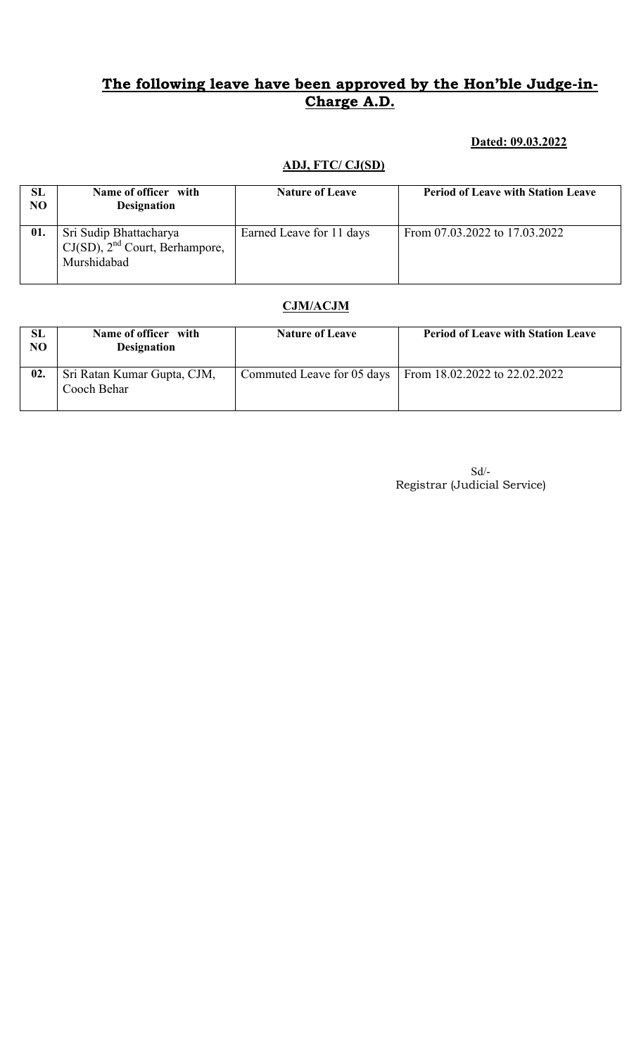## **The following leave have been approved by the Hon'ble Judge-in-Charge A.D.**

**Dated: 09.03.2022**

### **ADJ, FTC/ CJ(SD)**

| SL NO | Name of officer with Designation | Nature of Leave | Period of Leave with Station Leave |
|---|---|---|---|
| 01. | Sri Sudip Bhattacharya CJ(SD), 2nd Court, Berhampore, Murshidabad | Earned Leave for 11 days | From 07.03.2022 to 17.03.2022 |

### **CJM/ACJM**

| SL NO | Name of officer with Designation | Nature of Leave | Period of Leave with Station Leave |
|---|---|---|---|
| 02. | Sri Ratan Kumar Gupta, CJM, Cooch Behar | Commuted Leave for 05 days | From 18.02.2022 to 22.02.2022 |

Sd/-
Registrar (Judicial Service)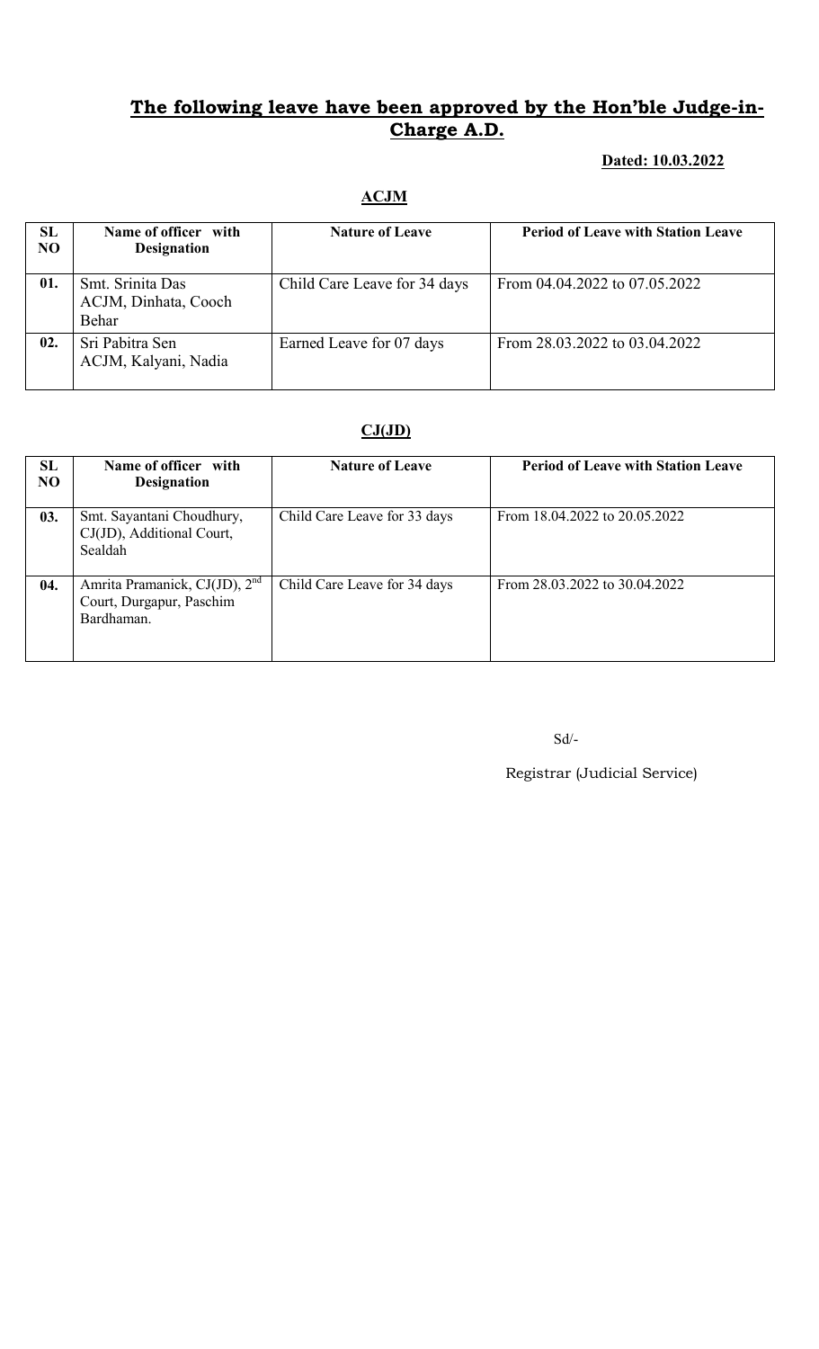## **The following leave have been approved by the Hon'ble Judge-in-Charge A.D.**

**Dated: 10.03.2022**

**ACJM**

| SL NO | Name of officer with Designation | Nature of Leave | Period of Leave with Station Leave |
|---|---|---|---|
| **01.** | Smt. Srinita Das ACJM, Dinhata, Cooch Behar | Child Care Leave for 34 days | From 04.04.2022 to 07.05.2022 |
| **02.** | Sri Pabitra Sen ACJM, Kalyani, Nadia | Earned Leave for 07 days | From 28.03.2022 to 03.04.2022 |

**CJ(JD)**

| SL NO | Name of officer with Designation | Nature of Leave | Period of Leave with Station Leave |
|---|---|---|---|
| **03.** | Smt. Sayantani Choudhury, CJ(JD), Additional Court, Sealdah | Child Care Leave for 33 days | From 18.04.2022 to 20.05.2022 |
| **04.** | Amrita Pramanick, CJ(JD), 2nd Court, Durgapur, Paschim Bardhaman. | Child Care Leave for 34 days | From 28.03.2022 to 30.04.2022 |

Sd/-

Registrar (Judicial Service)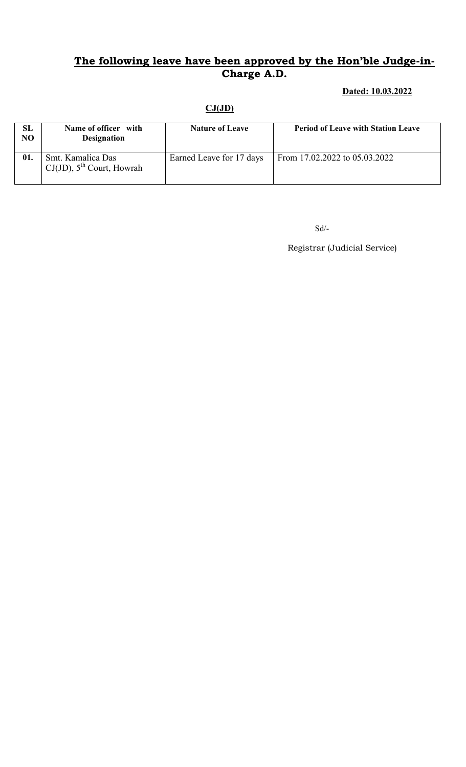## **The following leave have been approved by the Hon'ble Judge-in-Charge A.D.**

**Dated: 10.03.2022**

**CJ(JD)**

| SL NO | Name of officer with Designation | Nature of Leave | Period of Leave with Station Leave |
|---|---|---|---|
| 01. | Smt. Kamalica Das<br>CJ(JD), 5th Court, Howrah | Earned Leave for 17 days | From 17.02.2022 to 05.03.2022 |

Sd/-

Registrar (Judicial Service)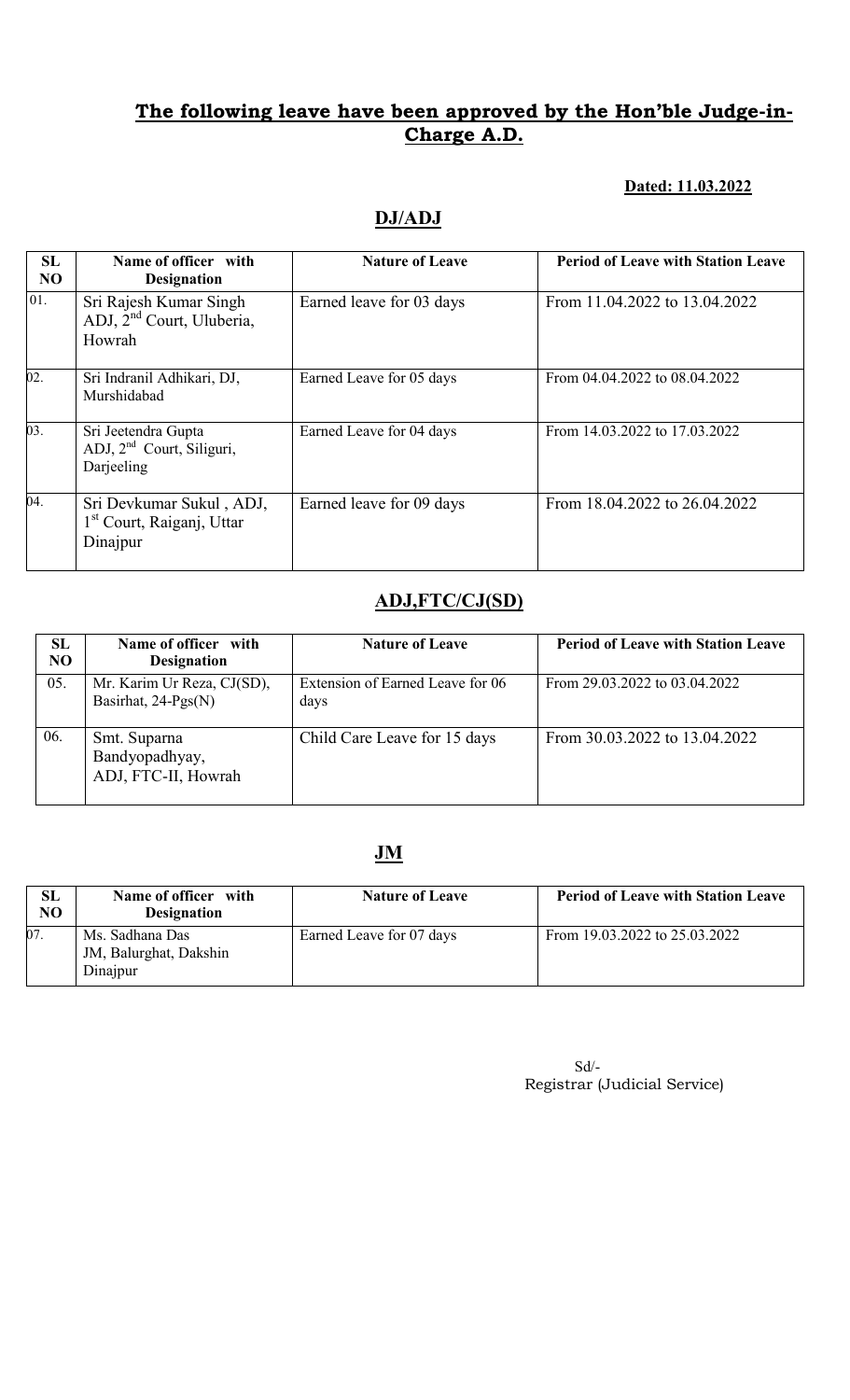## **The following leave have been approved by the Hon'ble Judge-in-Charge A.D.**

**Dated: 11.03.2022**

### **DJ/ADJ**

| SL NO | Name of officer with Designation | Nature of Leave | Period of Leave with Station Leave |
|---|---|---|---|
| 01. | Sri Rajesh Kumar Singh ADJ, 2nd Court, Uluberia, Howrah | Earned leave for 03 days | From 11.04.2022 to 13.04.2022 |
| 02. | Sri Indranil Adhikari, DJ, Murshidabad | Earned Leave for 05 days | From 04.04.2022 to 08.04.2022 |
| 03. | Sri Jeetendra Gupta ADJ, 2nd Court, Siliguri, Darjeeling | Earned Leave for 04 days | From 14.03.2022 to 17.03.2022 |
| 04. | Sri Devkumar Sukul , ADJ, 1st Court, Raiganj, Uttar Dinajpur | Earned leave for 09 days | From 18.04.2022 to 26.04.2022 |

### **ADJ,FTC/CJ(SD)**

| SL NO | Name of officer with Designation | Nature of Leave | Period of Leave with Station Leave |
|---|---|---|---|
| 05. | Mr. Karim Ur Reza, CJ(SD), Basirhat, 24-Pgs(N) | Extension of Earned Leave for 06 days | From 29.03.2022 to 03.04.2022 |
| 06. | Smt. Suparna Bandyopadhyay, ADJ, FTC-II, Howrah | Child Care Leave for 15 days | From 30.03.2022 to 13.04.2022 |

### **JM**

| SL NO | Name of officer with Designation | Nature of Leave | Period of Leave with Station Leave |
|---|---|---|---|
| 07. | Ms. Sadhana Das JM, Balurghat, Dakshin Dinajpur | Earned Leave for 07 days | From 19.03.2022 to 25.03.2022 |

Sd/-
Registrar (Judicial Service)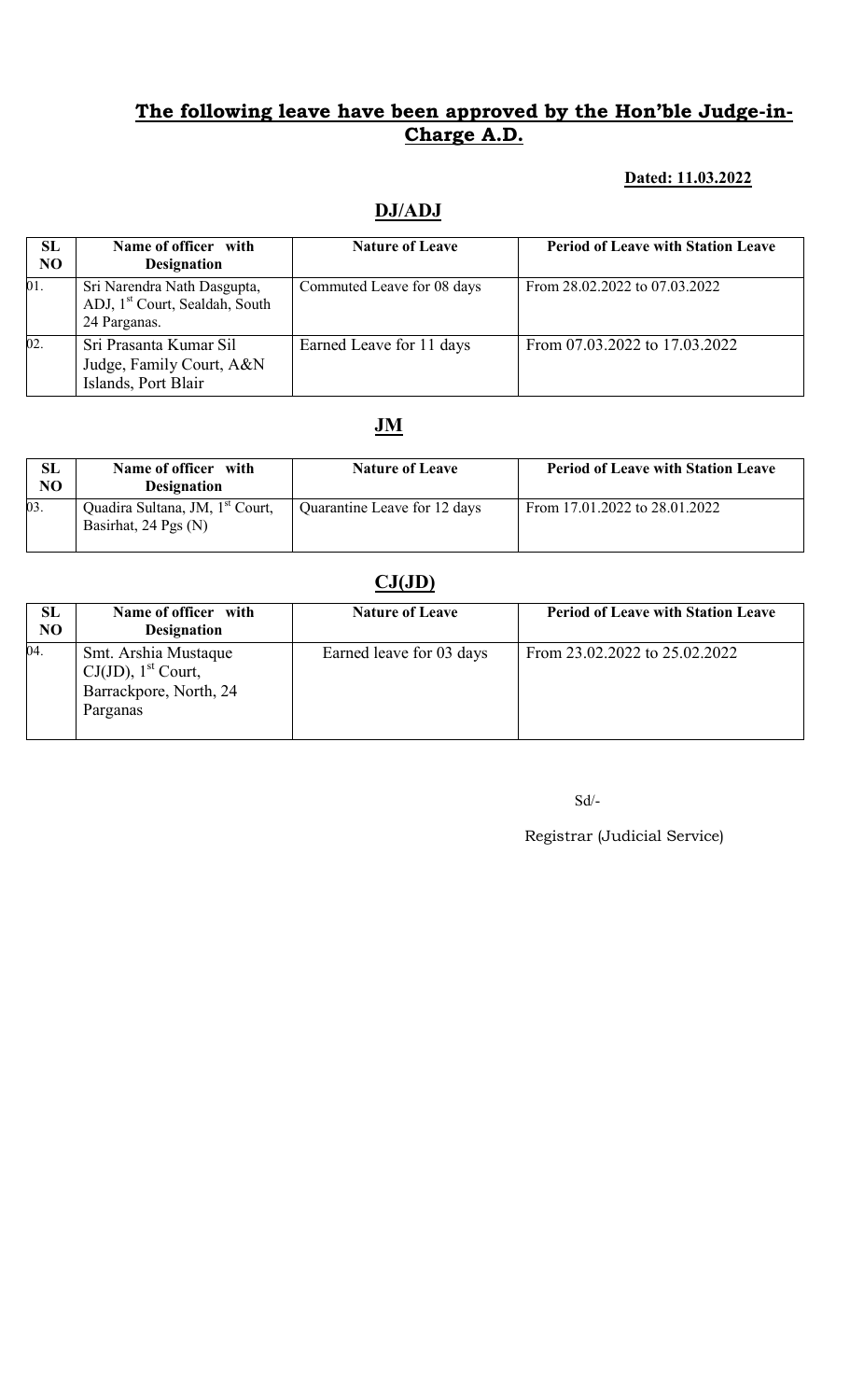## **The following leave have been approved by the Hon'ble Judge-in-Charge A.D.**

**Dated: 11.03.2022**

### **DJ/ADJ**

| SL NO | Name of officer with Designation | Nature of Leave | Period of Leave with Station Leave |
|---|---|---|---|
| 01. | Sri Narendra Nath Dasgupta, ADJ, 1st Court, Sealdah, South 24 Parganas. | Commuted Leave for 08 days | From 28.02.2022 to 07.03.2022 |
| 02. | Sri Prasanta Kumar Sil Judge, Family Court, A&N Islands, Port Blair | Earned Leave for 11 days | From 07.03.2022 to 17.03.2022 |

### **JM**

| SL NO | Name of officer with Designation | Nature of Leave | Period of Leave with Station Leave |
|---|---|---|---|
| 03. | Quadira Sultana, JM, 1st Court, Basirhat, 24 Pgs (N) | Quarantine Leave for 12 days | From 17.01.2022 to 28.01.2022 |

### **CJ(JD)**

| SL NO | Name of officer with Designation | Nature of Leave | Period of Leave with Station Leave |
|---|---|---|---|
| 04. | Smt. Arshia Mustaque CJ(JD), 1st Court, Barrackpore, North, 24 Parganas | Earned leave for 03 days | From 23.02.2022 to 25.02.2022 |

Sd/-

Registrar (Judicial Service)